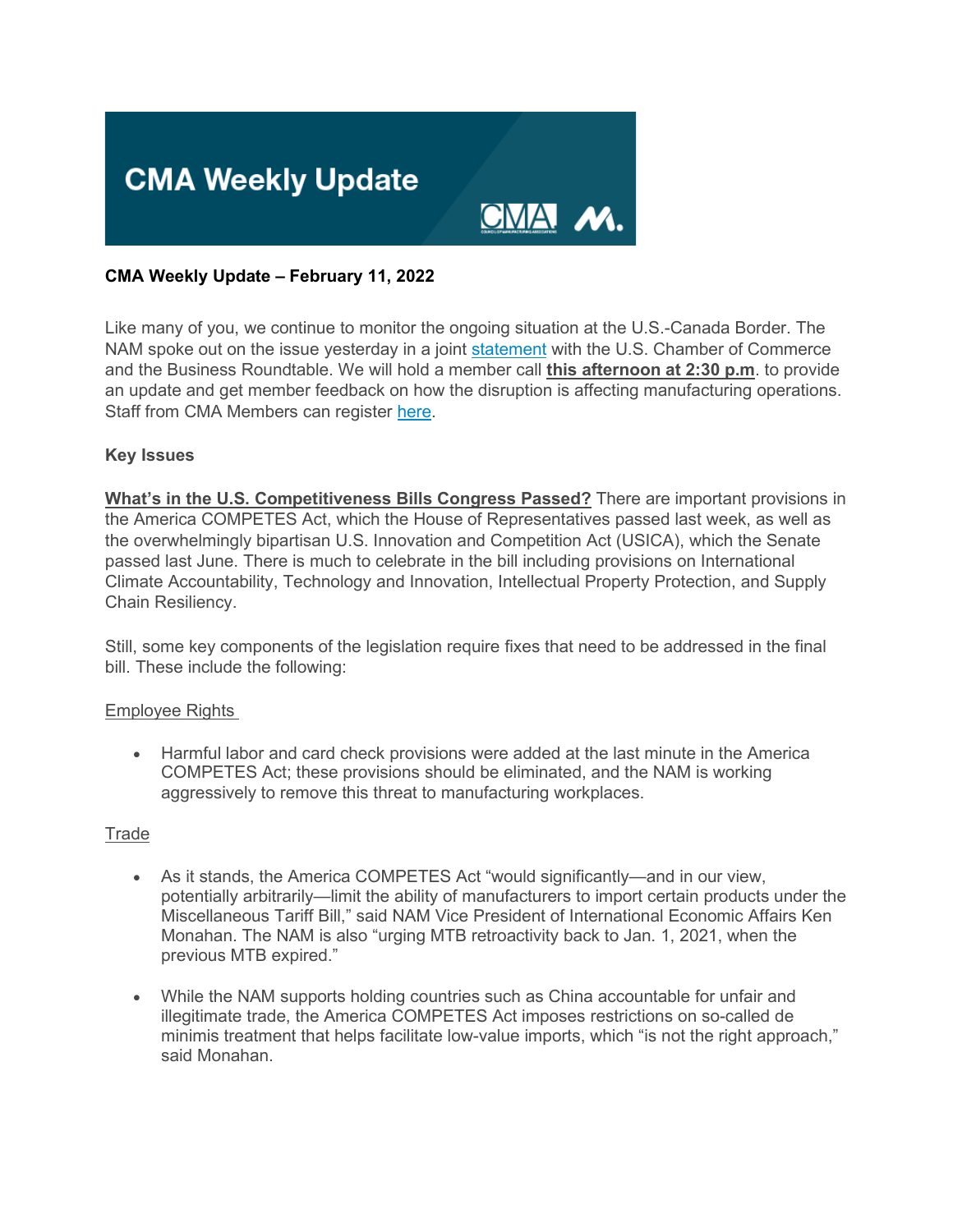# CMA Weekly Update

**CMA Weekly Update – February 11, 2022**

Like many of you, we continue to monitor the ongoing situation at the U.S.-Canada Border. The NAM spoke out on the issue yesterday in a joint statement with the U.S. Chamber of Commerce and the Business Roundtable. We will hold a member call **this afternoon at 2:30 p.m**. to provide an update and get member feedback on how the disruption is affecting manufacturing operations. Staff from CMA Members can register here.

**Key Issues**

**What's in the U.S. Competitiveness Bills Congress Passed?** There are important provisions in the America COMPETES Act, which the House of Representatives passed last week, as well as the overwhelmingly bipartisan U.S. Innovation and Competition Act (USICA), which the Senate passed last June. There is much to celebrate in the bill including provisions on International Climate Accountability, Technology and Innovation, Intellectual Property Protection, and Supply Chain Resiliency.

Still, some key components of the legislation require fixes that need to be addressed in the final bill. These include the following:

Employee Rights

- Harmful labor and card check provisions were added at the last minute in the America COMPETES Act; these provisions should be eliminated, and the NAM is working aggressively to remove this threat to manufacturing workplaces.

Trade

- As it stands, the America COMPETES Act "would significantly—and in our view, potentially arbitrarily—limit the ability of manufacturers to import certain products under the Miscellaneous Tariff Bill," said NAM Vice President of International Economic Affairs Ken Monahan. The NAM is also "urging MTB retroactivity back to Jan. 1, 2021, when the previous MTB expired."
- While the NAM supports holding countries such as China accountable for unfair and illegitimate trade, the America COMPETES Act imposes restrictions on so-called de minimis treatment that helps facilitate low-value imports, which "is not the right approach," said Monahan.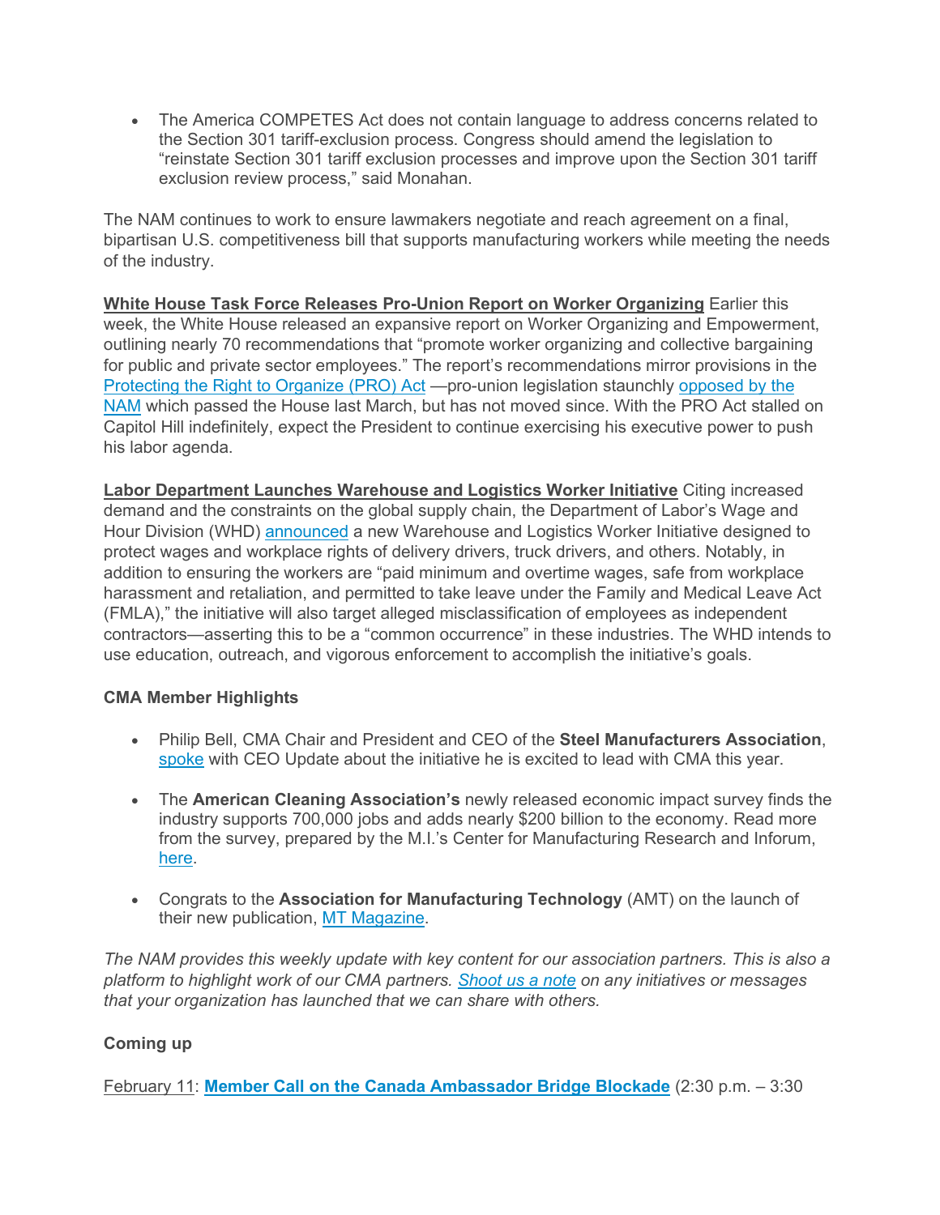- The America COMPETES Act does not contain language to address concerns related to the Section 301 tariff-exclusion process. Congress should amend the legislation to "reinstate Section 301 tariff exclusion processes and improve upon the Section 301 tariff exclusion review process," said Monahan.

The NAM continues to work to ensure lawmakers negotiate and reach agreement on a final, bipartisan U.S. competitiveness bill that supports manufacturing workers while meeting the needs of the industry.

**White House Task Force Releases Pro-Union Report on Worker Organizing** Earlier this week, the White House released an expansive report on Worker Organizing and Empowerment, outlining nearly 70 recommendations that "promote worker organizing and collective bargaining for public and private sector employees." The report's recommendations mirror provisions in the Protecting the Right to Organize (PRO) Act —pro-union legislation staunchly opposed by the NAM which passed the House last March, but has not moved since. With the PRO Act stalled on Capitol Hill indefinitely, expect the President to continue exercising his executive power to push his labor agenda.

**Labor Department Launches Warehouse and Logistics Worker Initiative** Citing increased demand and the constraints on the global supply chain, the Department of Labor's Wage and Hour Division (WHD) announced a new Warehouse and Logistics Worker Initiative designed to protect wages and workplace rights of delivery drivers, truck drivers, and others. Notably, in addition to ensuring the workers are "paid minimum and overtime wages, safe from workplace harassment and retaliation, and permitted to take leave under the Family and Medical Leave Act (FMLA)," the initiative will also target alleged misclassification of employees as independent contractors—asserting this to be a "common occurrence" in these industries. The WHD intends to use education, outreach, and vigorous enforcement to accomplish the initiative's goals.

**CMA Member Highlights**

- Philip Bell, CMA Chair and President and CEO of the **Steel Manufacturers Association**, spoke with CEO Update about the initiative he is excited to lead with CMA this year.

- The **American Cleaning Association's** newly released economic impact survey finds the industry supports 700,000 jobs and adds nearly $200 billion to the economy. Read more from the survey, prepared by the M.I.'s Center for Manufacturing Research and Inforum, here.

- Congrats to the **Association for Manufacturing Technology** (AMT) on the launch of their new publication, MT Magazine.

*The NAM provides this weekly update with key content for our association partners. This is also a platform to highlight work of our CMA partners. Shoot us a note on any initiatives or messages that your organization has launched that we can share with others.*

**Coming up**

February 11: **Member Call on the Canada Ambassador Bridge Blockade** (2:30 p.m. – 3:30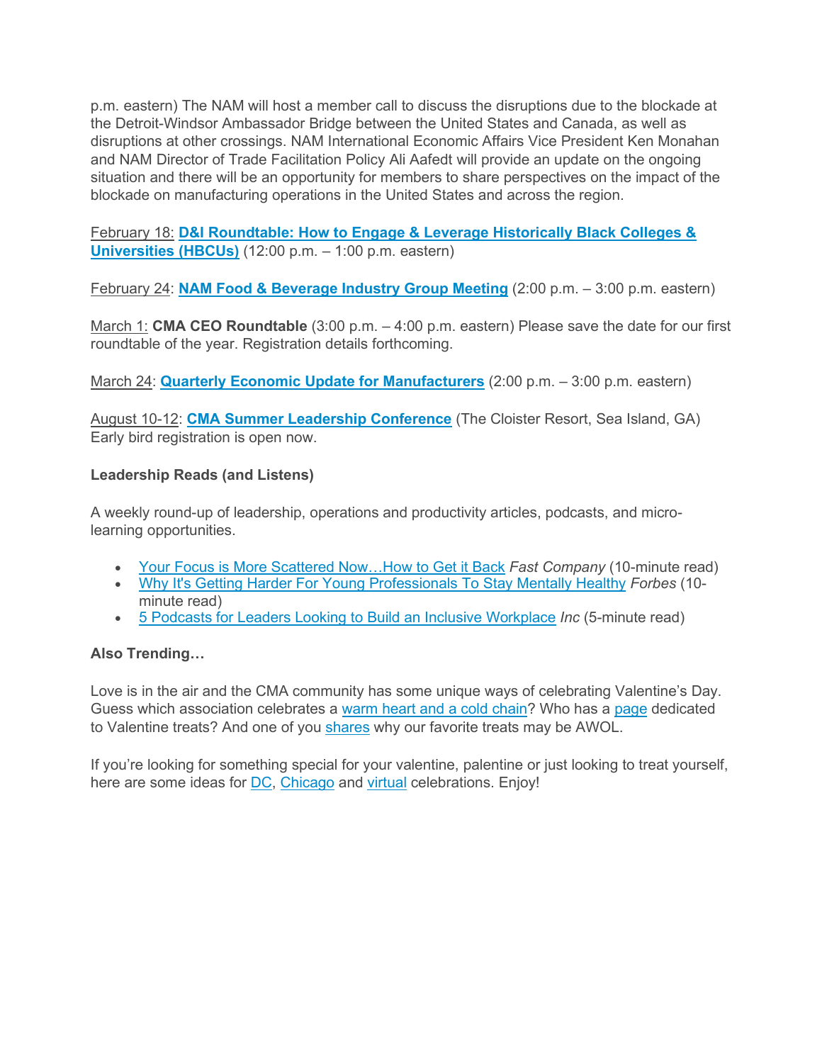p.m. eastern) The NAM will host a member call to discuss the disruptions due to the blockade at the Detroit-Windsor Ambassador Bridge between the United States and Canada, as well as disruptions at other crossings. NAM International Economic Affairs Vice President Ken Monahan and NAM Director of Trade Facilitation Policy Ali Aafedt will provide an update on the ongoing situation and there will be an opportunity for members to share perspectives on the impact of the blockade on manufacturing operations in the United States and across the region.

February 18: **D&I Roundtable: How to Engage & Leverage Historically Black Colleges & Universities (HBCUs)** (12:00 p.m. – 1:00 p.m. eastern)

February 24: **NAM Food & Beverage Industry Group Meeting** (2:00 p.m. – 3:00 p.m. eastern)

March 1: **CMA CEO Roundtable** (3:00 p.m. – 4:00 p.m. eastern) Please save the date for our first roundtable of the year. Registration details forthcoming.

March 24: **Quarterly Economic Update for Manufacturers** (2:00 p.m. – 3:00 p.m. eastern)

August 10-12: **CMA Summer Leadership Conference** (The Cloister Resort, Sea Island, GA) Early bird registration is open now.

**Leadership Reads (and Listens)**

A weekly round-up of leadership, operations and productivity articles, podcasts, and micro-learning opportunities.

- Your Focus is More Scattered Now…How to Get it Back *Fast Company* (10-minute read)
- Why It's Getting Harder For Young Professionals To Stay Mentally Healthy *Forbes* (10-minute read)
- 5 Podcasts for Leaders Looking to Build an Inclusive Workplace *Inc* (5-minute read)

**Also Trending…**

Love is in the air and the CMA community has some unique ways of celebrating Valentine's Day. Guess which association celebrates a warm heart and a cold chain? Who has a page dedicated to Valentine treats? And one of you shares why our favorite treats may be AWOL.

If you're looking for something special for your valentine, palentine or just looking to treat yourself, here are some ideas for DC, Chicago and virtual celebrations. Enjoy!